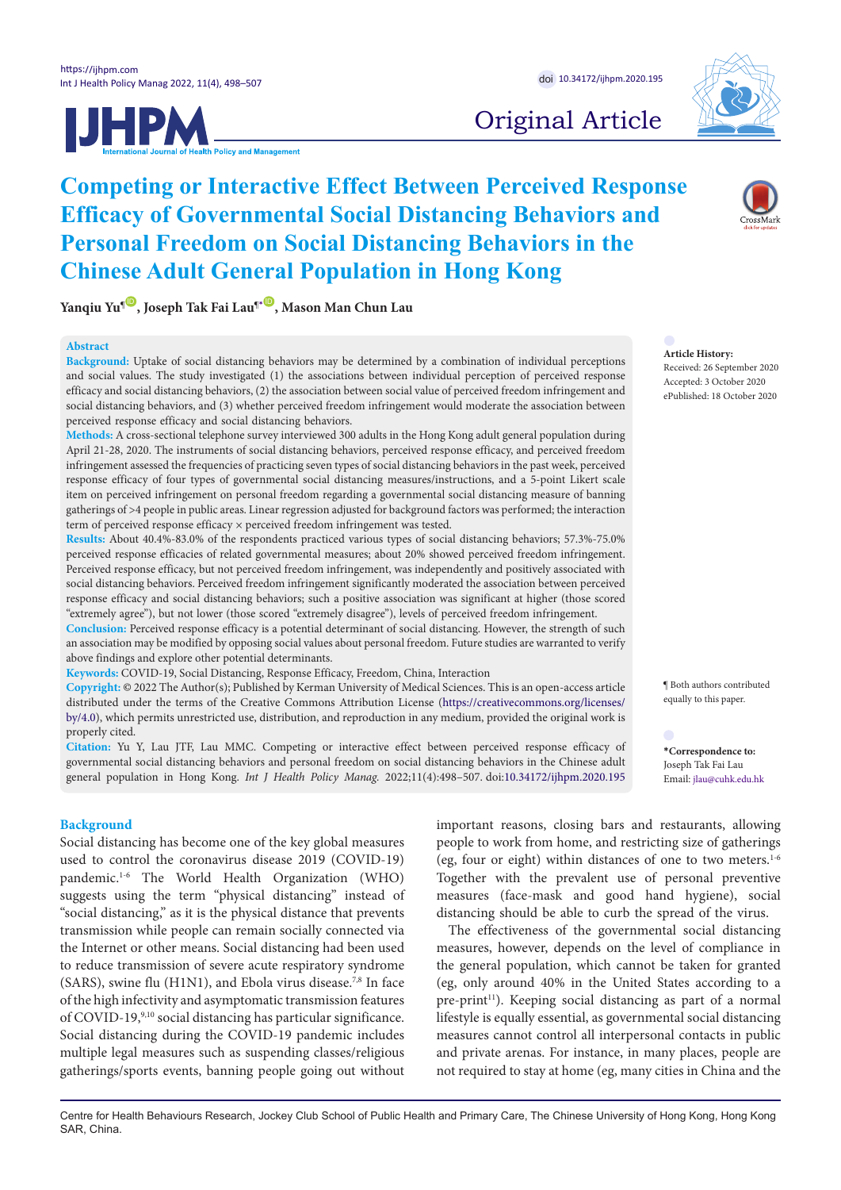Original Article

# Competing or Interactive Effect Between Perceived Response Efficacy of Governmental Social Distancing Behaviors and Personal Freedom on Social Distancing Behaviors in the Chinese Adult General Population in Hong Kong

Yanqiu Yu[¶], Joseph Tak Fai Lau[¶*], Mason Man Chun Lau

## Abstract

**Background:** Uptake of social distancing behaviors may be determined by a combination of individual perceptions and social values. The study investigated (1) the associations between individual perception of perceived response efficacy and social distancing behaviors, (2) the association between social value of perceived freedom infringement and social distancing behaviors, and (3) whether perceived freedom infringement would moderate the association between perceived response efficacy and social distancing behaviors.

**Methods:** A cross-sectional telephone survey interviewed 300 adults in the Hong Kong adult general population during April 21-28, 2020. The instruments of social distancing behaviors, perceived response efficacy, and perceived freedom infringement assessed the frequencies of practicing seven types of social distancing behaviors in the past week, perceived response efficacy of four types of governmental social distancing measures/instructions, and a 5-point Likert scale item on perceived infringement on personal freedom regarding a governmental social distancing measure of banning gatherings of >4 people in public areas. Linear regression adjusted for background factors was performed; the interaction term of perceived response efficacy × perceived freedom infringement was tested.

**Results:** About 40.4%-83.0% of the respondents practiced various types of social distancing behaviors; 57.3%-75.0% perceived response efficacies of related governmental measures; about 20% showed perceived freedom infringement. Perceived response efficacy, but not perceived freedom infringement, was independently and positively associated with social distancing behaviors. Perceived freedom infringement significantly moderated the association between perceived response efficacy and social distancing behaviors; such a positive association was significant at higher (those scored "extremely agree"), but not lower (those scored "extremely disagree"), levels of perceived freedom infringement.

**Conclusion:** Perceived response efficacy is a potential determinant of social distancing. However, the strength of such an association may be modified by opposing social values about personal freedom. Future studies are warranted to verify above findings and explore other potential determinants.

**Keywords:** COVID-19, Social Distancing, Response Efficacy, Freedom, China, Interaction

**Copyright:** © 2022 The Author(s); Published by Kerman University of Medical Sciences. This is an open-access article distributed under the terms of the Creative Commons Attribution License (https://creativecommons.org/licenses/by/4.0), which permits unrestricted use, distribution, and reproduction in any medium, provided the original work is properly cited.

**Citation:** Yu Y, Lau JTF, Lau MMC. Competing or interactive effect between perceived response efficacy of governmental social distancing behaviors and personal freedom on social distancing behaviors in the Chinese adult general population in Hong Kong. *Int J Health Policy Manag.* 2022;11(4):498–507. doi:10.34172/ijhpm.2020.195

**Article History:**
Received: 26 September 2020
Accepted: 3 October 2020
ePublished: 18 October 2020

¶ Both authors contributed equally to this paper.

***Correspondence to:**
Joseph Tak Fai Lau
Email: jlau@cuhk.edu.hk

## Background

Social distancing has become one of the key global measures used to control the coronavirus disease 2019 (COVID-19) pandemic.[1-6] The World Health Organization (WHO) suggests using the term "physical distancing" instead of "social distancing," as it is the physical distance that prevents transmission while people can remain socially connected via the Internet or other means. Social distancing had been used to reduce transmission of severe acute respiratory syndrome (SARS), swine flu (H1N1), and Ebola virus disease.[7,8] In face of the high infectivity and asymptomatic transmission features of COVID-19,[9,10] social distancing has particular significance. Social distancing during the COVID-19 pandemic includes multiple legal measures such as suspending classes/religious gatherings/sports events, banning people going out without important reasons, closing bars and restaurants, allowing people to work from home, and restricting size of gatherings (eg, four or eight) within distances of one to two meters.[1-6] Together with the prevalent use of personal preventive measures (face-mask and good hand hygiene), social distancing should be able to curb the spread of the virus.

The effectiveness of the governmental social distancing measures, however, depends on the level of compliance in the general population, which cannot be taken for granted (eg, only around 40% in the United States according to a pre-print[11]). Keeping social distancing as part of a normal lifestyle is equally essential, as governmental social distancing measures cannot control all interpersonal contacts in public and private arenas. For instance, in many places, people are not required to stay at home (eg, many cities in China and the

Centre for Health Behaviours Research, Jockey Club School of Public Health and Primary Care, The Chinese University of Hong Kong, Hong Kong SAR, China.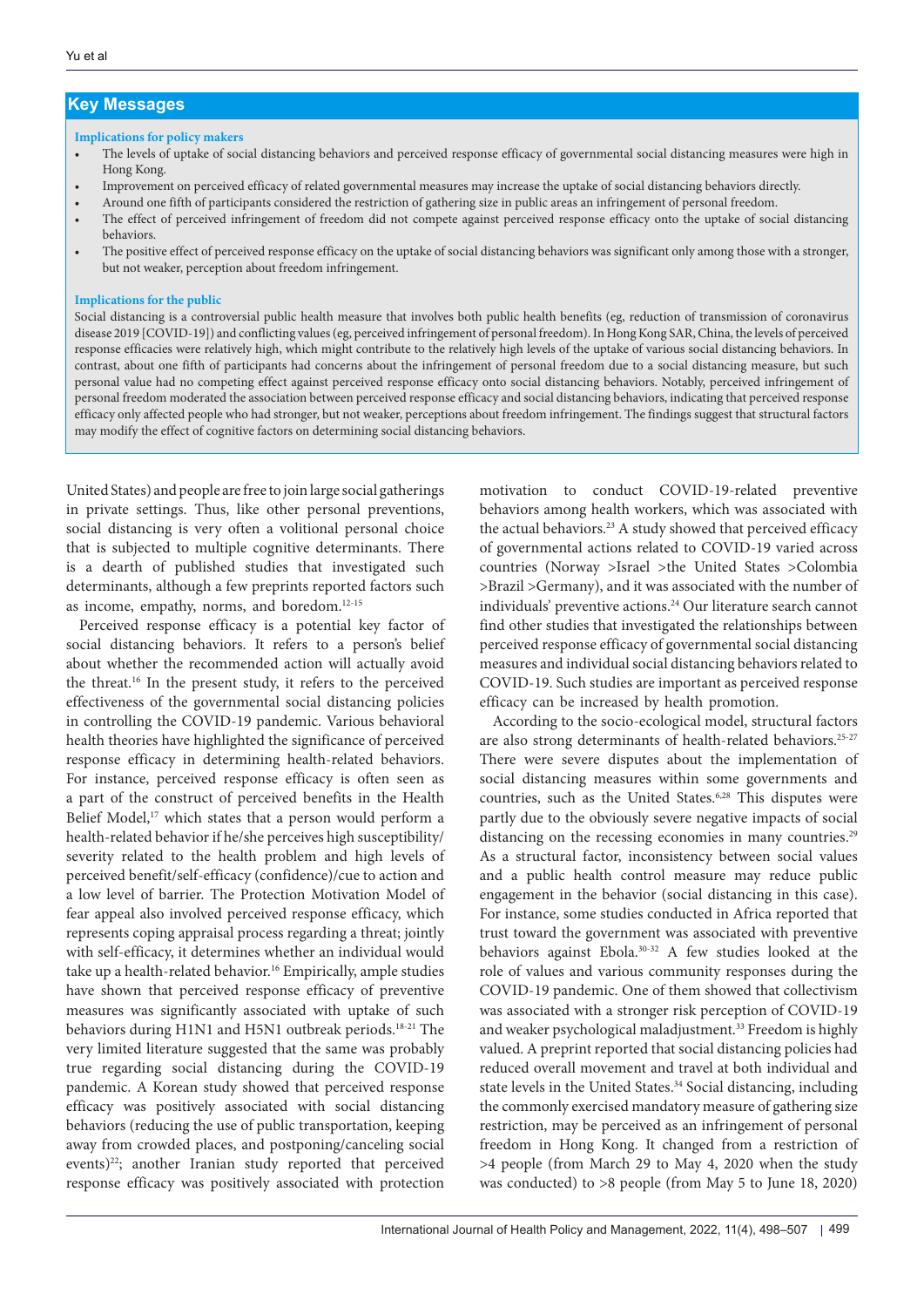## Key Messages

**Implications for policy makers**

- The levels of uptake of social distancing behaviors and perceived response efficacy of governmental social distancing measures were high in Hong Kong.
- Improvement on perceived efficacy of related governmental measures may increase the uptake of social distancing behaviors directly.
- Around one fifth of participants considered the restriction of gathering size in public areas an infringement of personal freedom.
- The effect of perceived infringement of freedom did not compete against perceived response efficacy onto the uptake of social distancing behaviors.
- The positive effect of perceived response efficacy on the uptake of social distancing behaviors was significant only among those with a stronger, but not weaker, perception about freedom infringement.

**Implications for the public**

Social distancing is a controversial public health measure that involves both public health benefits (eg, reduction of transmission of coronavirus disease 2019 [COVID-19]) and conflicting values (eg, perceived infringement of personal freedom). In Hong Kong SAR, China, the levels of perceived response efficacies were relatively high, which might contribute to the relatively high levels of the uptake of various social distancing behaviors. In contrast, about one fifth of participants had concerns about the infringement of personal freedom due to a social distancing measure, but such personal value had no competing effect against perceived response efficacy onto social distancing behaviors. Notably, perceived infringement of personal freedom moderated the association between perceived response efficacy and social distancing behaviors, indicating that perceived response efficacy only affected people who had stronger, but not weaker, perceptions about freedom infringement. The findings suggest that structural factors may modify the effect of cognitive factors on determining social distancing behaviors.

United States) and people are free to join large social gatherings in private settings. Thus, like other personal preventions, social distancing is very often a volitional personal choice that is subjected to multiple cognitive determinants. There is a dearth of published studies that investigated such determinants, although a few preprints reported factors such as income, empathy, norms, and boredom.[12-15]

Perceived response efficacy is a potential key factor of social distancing behaviors. It refers to a person's belief about whether the recommended action will actually avoid the threat.[16] In the present study, it refers to the perceived effectiveness of the governmental social distancing policies in controlling the COVID-19 pandemic. Various behavioral health theories have highlighted the significance of perceived response efficacy in determining health-related behaviors. For instance, perceived response efficacy is often seen as a part of the construct of perceived benefits in the Health Belief Model,[17] which states that a person would perform a health-related behavior if he/she perceives high susceptibility/severity related to the health problem and high levels of perceived benefit/self-efficacy (confidence)/cue to action and a low level of barrier. The Protection Motivation Model of fear appeal also involved perceived response efficacy, which represents coping appraisal process regarding a threat; jointly with self-efficacy, it determines whether an individual would take up a health-related behavior.[16] Empirically, ample studies have shown that perceived response efficacy of preventive measures was significantly associated with uptake of such behaviors during H1N1 and H5N1 outbreak periods.[18-21] The very limited literature suggested that the same was probably true regarding social distancing during the COVID-19 pandemic. A Korean study showed that perceived response efficacy was positively associated with social distancing behaviors (reducing the use of public transportation, keeping away from crowded places, and postponing/canceling social events)[22]; another Iranian study reported that perceived response efficacy was positively associated with protection motivation to conduct COVID-19-related preventive behaviors among health workers, which was associated with the actual behaviors.[23] A study showed that perceived efficacy of governmental actions related to COVID-19 varied across countries (Norway >Israel >the United States >Colombia >Brazil >Germany), and it was associated with the number of individuals' preventive actions.[24] Our literature search cannot find other studies that investigated the relationships between perceived response efficacy of governmental social distancing measures and individual social distancing behaviors related to COVID-19. Such studies are important as perceived response efficacy can be increased by health promotion.

According to the socio-ecological model, structural factors are also strong determinants of health-related behaviors.[25-27] There were severe disputes about the implementation of social distancing measures within some governments and countries, such as the United States.[6,28] This disputes were partly due to the obviously severe negative impacts of social distancing on the recessing economies in many countries.[29] As a structural factor, inconsistency between social values and a public health control measure may reduce public engagement in the behavior (social distancing in this case). For instance, some studies conducted in Africa reported that trust toward the government was associated with preventive behaviors against Ebola.[30-32] A few studies looked at the role of values and various community responses during the COVID-19 pandemic. One of them showed that collectivism was associated with a stronger risk perception of COVID-19 and weaker psychological maladjustment.[33] Freedom is highly valued. A preprint reported that social distancing policies had reduced overall movement and travel at both individual and state levels in the United States.[34] Social distancing, including the commonly exercised mandatory measure of gathering size restriction, may be perceived as an infringement of personal freedom in Hong Kong. It changed from a restriction of >4 people (from March 29 to May 4, 2020 when the study was conducted) to >8 people (from May 5 to June 18, 2020)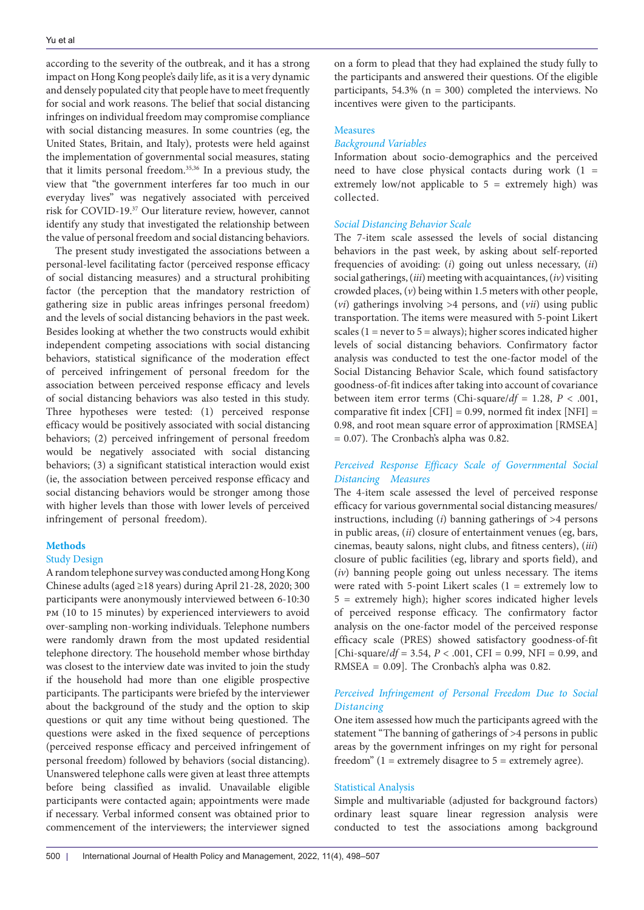according to the severity of the outbreak, and it has a strong impact on Hong Kong people's daily life, as it is a very dynamic and densely populated city that people have to meet frequently for social and work reasons. The belief that social distancing infringes on individual freedom may compromise compliance with social distancing measures. In some countries (eg, the United States, Britain, and Italy), protests were held against the implementation of governmental social measures, stating that it limits personal freedom.[35,36] In a previous study, the view that "the government interferes far too much in our everyday lives" was negatively associated with perceived risk for COVID-19.[37] Our literature review, however, cannot identify any study that investigated the relationship between the value of personal freedom and social distancing behaviors.

The present study investigated the associations between a personal-level facilitating factor (perceived response efficacy of social distancing measures) and a structural prohibiting factor (the perception that the mandatory restriction of gathering size in public areas infringes personal freedom) and the levels of social distancing behaviors in the past week. Besides looking at whether the two constructs would exhibit independent competing associations with social distancing behaviors, statistical significance of the moderation effect of perceived infringement of personal freedom for the association between perceived response efficacy and levels of social distancing behaviors was also tested in this study. Three hypotheses were tested: (1) perceived response efficacy would be positively associated with social distancing behaviors; (2) perceived infringement of personal freedom would be negatively associated with social distancing behaviors; (3) a significant statistical interaction would exist (ie, the association between perceived response efficacy and social distancing behaviors would be stronger among those with higher levels than those with lower levels of perceived infringement of personal freedom).

## Methods

### Study Design

A random telephone survey was conducted among Hong Kong Chinese adults (aged ≥18 years) during April 21-28, 2020; 300 participants were anonymously interviewed between 6-10:30 PM (10 to 15 minutes) by experienced interviewers to avoid over-sampling non-working individuals. Telephone numbers were randomly drawn from the most updated residential telephone directory. The household member whose birthday was closest to the interview date was invited to join the study if the household had more than one eligible prospective participants. The participants were briefed by the interviewer about the background of the study and the option to skip questions or quit any time without being questioned. The questions were asked in the fixed sequence of perceptions (perceived response efficacy and perceived infringement of personal freedom) followed by behaviors (social distancing). Unanswered telephone calls were given at least three attempts before being classified as invalid. Unavailable eligible participants were contacted again; appointments were made if necessary. Verbal informed consent was obtained prior to commencement of the interviewers; the interviewer signed on a form to plead that they had explained the study fully to the participants and answered their questions. Of the eligible participants, 54.3% (n = 300) completed the interviews. No incentives were given to the participants.

### Measures

#### *Background Variables*

Information about socio-demographics and the perceived need to have close physical contacts during work (1 = extremely low/not applicable to 5 = extremely high) was collected.

#### *Social Distancing Behavior Scale*

The 7-item scale assessed the levels of social distancing behaviors in the past week, by asking about self-reported frequencies of avoiding: (*i*) going out unless necessary, (*ii*) social gatherings, (*iii*) meeting with acquaintances, (*iv*) visiting crowded places, (*v*) being within 1.5 meters with other people, (*vi*) gatherings involving >4 persons, and (*vii*) using public transportation. The items were measured with 5-point Likert scales (1 = never to 5 = always); higher scores indicated higher levels of social distancing behaviors. Confirmatory factor analysis was conducted to test the one-factor model of the Social Distancing Behavior Scale, which found satisfactory goodness-of-fit indices after taking into account of covariance between item error terms (Chi-square/$df$ = 1.28, $P$ < .001, comparative fit index [CFI] = 0.99, normed fit index [NFI] = 0.98, and root mean square error of approximation [RMSEA] = 0.07). The Cronbach's alpha was 0.82.

#### *Perceived Response Efficacy Scale of Governmental Social Distancing Measures*

The 4-item scale assessed the level of perceived response efficacy for various governmental social distancing measures/instructions, including (*i*) banning gatherings of >4 persons in public areas, (*ii*) closure of entertainment venues (eg, bars, cinemas, beauty salons, night clubs, and fitness centers), (*iii*) closure of public facilities (eg, library and sports field), and (*iv*) banning people going out unless necessary. The items were rated with 5-point Likert scales (1 = extremely low to 5 = extremely high); higher scores indicated higher levels of perceived response efficacy. The confirmatory factor analysis on the one-factor model of the perceived response efficacy scale (PRES) showed satisfactory goodness-of-fit [Chi-square/$df$ = 3.54, $P$ < .001, CFI = 0.99, NFI = 0.99, and RMSEA = 0.09]. The Cronbach's alpha was 0.82.

#### *Perceived Infringement of Personal Freedom Due to Social Distancing*

One item assessed how much the participants agreed with the statement "The banning of gatherings of >4 persons in public areas by the government infringes on my right for personal freedom" (1 = extremely disagree to 5 = extremely agree).

### Statistical Analysis

Simple and multivariable (adjusted for background factors) ordinary least square linear regression analysis were conducted to test the associations among background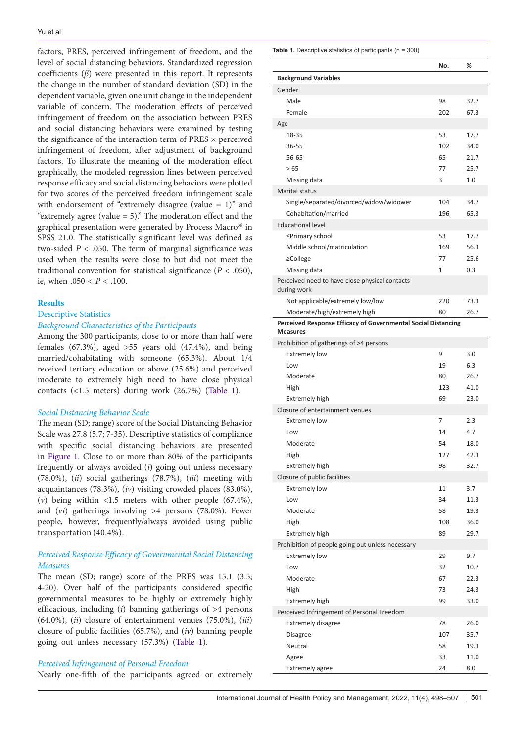factors, PRES, perceived infringement of freedom, and the level of social distancing behaviors. Standardized regression coefficients ($\beta$) were presented in this report. It represents the change in the number of standard deviation (SD) in the dependent variable, given one unit change in the independent variable of concern. The moderation effects of perceived infringement of freedom on the association between PRES and social distancing behaviors were examined by testing the significance of the interaction term of PRES × perceived infringement of freedom, after adjustment of background factors. To illustrate the meaning of the moderation effect graphically, the modeled regression lines between perceived response efficacy and social distancing behaviors were plotted for two scores of the perceived freedom infringement scale with endorsement of "extremely disagree (value = 1)" and "extremely agree (value = 5)." The moderation effect and the graphical presentation were generated by Process Macro[38] in SPSS 21.0. The statistically significant level was defined as two-sided $P < .050$. The term of marginal significance was used when the results were close to but did not meet the traditional convention for statistical significance ($P < .050$), ie, when $.050 < P < .100$.

## Results

### Descriptive Statistics

#### *Background Characteristics of the Participants*

Among the 300 participants, close to or more than half were females (67.3%), aged >55 years old (47.4%), and being married/cohabitating with someone (65.3%). About 1/4 received tertiary education or above (25.6%) and perceived moderate to extremely high need to have close physical contacts (<1.5 meters) during work (26.7%) (Table 1).

#### *Social Distancing Behavior Scale*

The mean (SD; range) score of the Social Distancing Behavior Scale was 27.8 (5.7; 7-35). Descriptive statistics of compliance with specific social distancing behaviors are presented in Figure 1. Close to or more than 80% of the participants frequently or always avoided (*i*) going out unless necessary (78.0%), (*ii*) social gatherings (78.7%), (*iii*) meeting with acquaintances (78.3%), (*iv*) visiting crowded places (83.0%), (*v*) being within <1.5 meters with other people (67.4%), and (*vi*) gatherings involving >4 persons (78.0%). Fewer people, however, frequently/always avoided using public transportation (40.4%).

#### *Perceived Response Efficacy of Governmental Social Distancing Measures*

The mean (SD; range) score of the PRES was 15.1 (3.5; 4-20). Over half of the participants considered specific governmental measures to be highly or extremely highly efficacious, including (*i*) banning gatherings of >4 persons (64.0%), (*ii*) closure of entertainment venues (75.0%), (*iii*) closure of public facilities (65.7%), and (*iv*) banning people going out unless necessary (57.3%) (Table 1).

#### *Perceived Infringement of Personal Freedom*

Nearly one-fifth of the participants agreed or extremely

**Table 1.** Descriptive statistics of participants (n = 300)

| | No. | % |
|---|---|---|
| **Background Variables** | | |
| Gender | | |
| Male | 98 | 32.7 |
| Female | 202 | 67.3 |
| Age | | |
| 18-35 | 53 | 17.7 |
| 36-55 | 102 | 34.0 |
| 56-65 | 65 | 21.7 |
| > 65 | 77 | 25.7 |
| Missing data | 3 | 1.0 |
| Marital status | | |
| Single/separated/divorced/widow/widower | 104 | 34.7 |
| Cohabitation/married | 196 | 65.3 |
| Educational level | | |
| ≤Primary school | 53 | 17.7 |
| Middle school/matriculation | 169 | 56.3 |
| ≥College | 77 | 25.6 |
| Missing data | 1 | 0.3 |
| Perceived need to have close physical contacts during work | | |
| Not applicable/extremely low/low | 220 | 73.3 |
| Moderate/high/extremely high | 80 | 26.7 |
| **Perceived Response Efficacy of Governmental Social Distancing Measures** | | |
| Prohibition of gatherings of >4 persons | | |
| Extremely low | 9 | 3.0 |
| Low | 19 | 6.3 |
| Moderate | 80 | 26.7 |
| High | 123 | 41.0 |
| Extremely high | 69 | 23.0 |
| Closure of entertainment venues | | |
| Extremely low | 7 | 2.3 |
| Low | 14 | 4.7 |
| Moderate | 54 | 18.0 |
| High | 127 | 42.3 |
| Extremely high | 98 | 32.7 |
| Closure of public facilities | | |
| Extremely low | 11 | 3.7 |
| Low | 34 | 11.3 |
| Moderate | 58 | 19.3 |
| High | 108 | 36.0 |
| Extremely high | 89 | 29.7 |
| Prohibition of people going out unless necessary | | |
| Extremely low | 29 | 9.7 |
| Low | 32 | 10.7 |
| Moderate | 67 | 22.3 |
| High | 73 | 24.3 |
| Extremely high | 99 | 33.0 |
| Perceived Infringement of Personal Freedom | | |
| Extremely disagree | 78 | 26.0 |
| Disagree | 107 | 35.7 |
| Neutral | 58 | 19.3 |
| Agree | 33 | 11.0 |
| Extremely agree | 24 | 8.0 |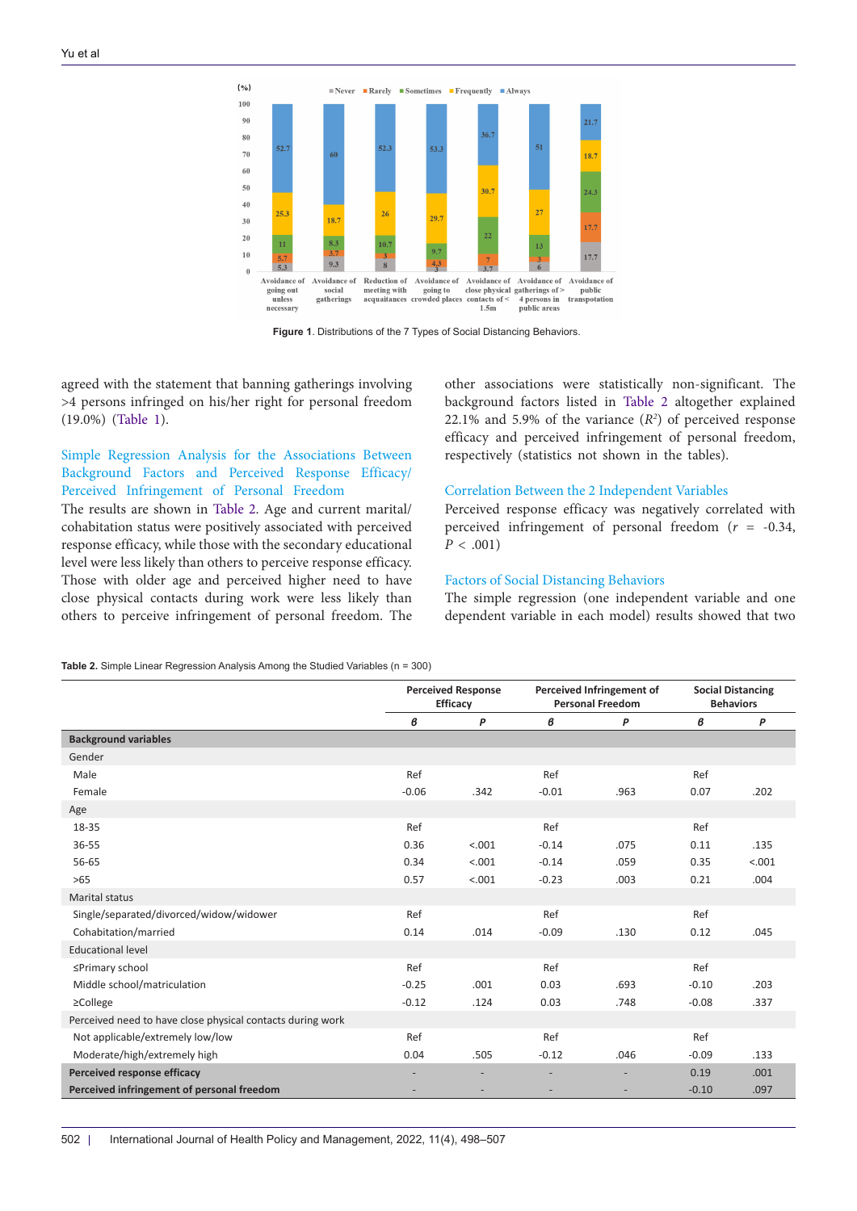Figure 1. Distributions of the 7 Types of Social Distancing Behaviors.

agreed with the statement that banning gatherings involving >4 persons infringed on his/her right for personal freedom (19.0%) (Table 1).

### Simple Regression Analysis for the Associations Between Background Factors and Perceived Response Efficacy/Perceived Infringement of Personal Freedom

The results are shown in Table 2. Age and current marital/cohabitation status were positively associated with perceived response efficacy, while those with the secondary educational level were less likely than others to perceive response efficacy. Those with older age and perceived higher need to have close physical contacts during work were less likely than others to perceive infringement of personal freedom. The other associations were statistically non-significant. The background factors listed in Table 2 altogether explained 22.1% and 5.9% of the variance ($R^2$) of perceived response efficacy and perceived infringement of personal freedom, respectively (statistics not shown in the tables).

### Correlation Between the 2 Independent Variables

Perceived response efficacy was negatively correlated with perceived infringement of personal freedom ($r$ = -0.34, $P$ < .001)

### Factors of Social Distancing Behaviors

The simple regression (one independent variable and one dependent variable in each model) results showed that two

**Table 2.** Simple Linear Regression Analysis Among the Studied Variables (n = 300)

| | Perceived Response Efficacy | | Perceived Infringement of Personal Freedom | | Social Distancing Behaviors | |
|---|---|---|---|---|---|---|
| | *B* | *P* | *B* | *P* | *B* | *P* |
| **Background variables** | | | | | | |
| Gender | | | | | | |
| Male | Ref | | Ref | | Ref | |
| Female | -0.06 | .342 | -0.01 | .963 | 0.07 | .202 |
| Age | | | | | | |
| 18-35 | Ref | | Ref | | Ref | |
| 36-55 | 0.36 | <.001 | -0.14 | .075 | 0.11 | .135 |
| 56-65 | 0.34 | <.001 | -0.14 | .059 | 0.35 | <.001 |
| >65 | 0.57 | <.001 | -0.23 | .003 | 0.21 | .004 |
| Marital status | | | | | | |
| Single/separated/divorced/widow/widower | Ref | | Ref | | Ref | |
| Cohabitation/married | 0.14 | .014 | -0.09 | .130 | 0.12 | .045 |
| Educational level | | | | | | |
| ≤Primary school | Ref | | Ref | | Ref | |
| Middle school/matriculation | -0.25 | .001 | 0.03 | .693 | -0.10 | .203 |
| ≥College | -0.12 | .124 | 0.03 | .748 | -0.08 | .337 |
| Perceived need to have close physical contacts during work | | | | | | |
| Not applicable/extremely low/low | Ref | | Ref | | Ref | |
| Moderate/high/extremely high | 0.04 | .505 | -0.12 | .046 | -0.09 | .133 |
| **Perceived response efficacy** | - | - | - | - | 0.19 | .001 |
| **Perceived infringement of personal freedom** | - | - | - | - | -0.10 | .097 |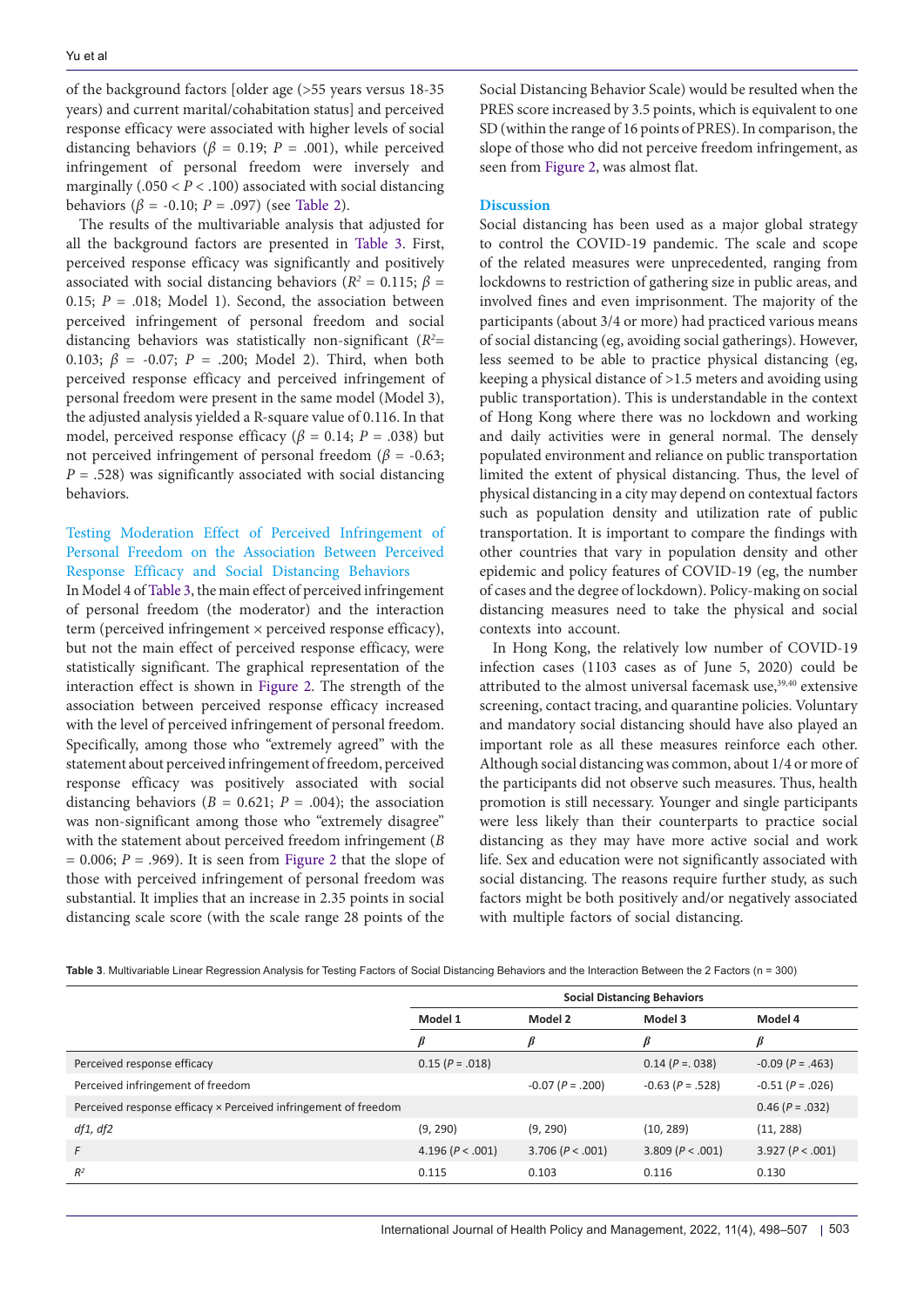of the background factors [older age (>55 years versus 18-35 years) and current marital/cohabitation status] and perceived response efficacy were associated with higher levels of social distancing behaviors ($\beta$ = 0.19; $P$ = .001), while perceived infringement of personal freedom were inversely and marginally (.050 < $P$ < .100) associated with social distancing behaviors ($\beta$ = -0.10; $P$ = .097) (see Table 2).

The results of the multivariable analysis that adjusted for all the background factors are presented in Table 3. First, perceived response efficacy was significantly and positively associated with social distancing behaviors ($R^2$ = 0.115; $\beta$ = 0.15; $P$ = .018; Model 1). Second, the association between perceived infringement of personal freedom and social distancing behaviors was statistically non-significant ($R^2$= 0.103; $\beta$ = -0.07; $P$ = .200; Model 2). Third, when both perceived response efficacy and perceived infringement of personal freedom were present in the same model (Model 3), the adjusted analysis yielded a R-square value of 0.116. In that model, perceived response efficacy ($\beta$ = 0.14; $P$ = .038) but not perceived infringement of personal freedom ($\beta$ = -0.63; $P$ = .528) was significantly associated with social distancing behaviors.

### Testing Moderation Effect of Perceived Infringement of Personal Freedom on the Association Between Perceived Response Efficacy and Social Distancing Behaviors

In Model 4 of Table 3, the main effect of perceived infringement of personal freedom (the moderator) and the interaction term (perceived infringement × perceived response efficacy), but not the main effect of perceived response efficacy, were statistically significant. The graphical representation of the interaction effect is shown in Figure 2. The strength of the association between perceived response efficacy increased with the level of perceived infringement of personal freedom. Specifically, among those who "extremely agreed" with the statement about perceived infringement of freedom, perceived response efficacy was positively associated with social distancing behaviors ($B$ = 0.621; $P$ = .004); the association was non-significant among those who "extremely disagree" with the statement about perceived freedom infringement ($B$ = 0.006; $P$ = .969). It is seen from Figure 2 that the slope of those with perceived infringement of personal freedom was substantial. It implies that an increase in 2.35 points in social distancing scale score (with the scale range 28 points of the Social Distancing Behavior Scale) would be resulted when the PRES score increased by 3.5 points, which is equivalent to one SD (within the range of 16 points of PRES). In comparison, the slope of those who did not perceive freedom infringement, as seen from Figure 2, was almost flat.

## Discussion

Social distancing has been used as a major global strategy to control the COVID-19 pandemic. The scale and scope of the related measures were unprecedented, ranging from lockdowns to restriction of gathering size in public areas, and involved fines and even imprisonment. The majority of the participants (about 3/4 or more) had practiced various means of social distancing (eg, avoiding social gatherings). However, less seemed to be able to practice physical distancing (eg, keeping a physical distance of >1.5 meters and avoiding using public transportation). This is understandable in the context of Hong Kong where there was no lockdown and working and daily activities were in general normal. The densely populated environment and reliance on public transportation limited the extent of physical distancing. Thus, the level of physical distancing in a city may depend on contextual factors such as population density and utilization rate of public transportation. It is important to compare the findings with other countries that vary in population density and other epidemic and policy features of COVID-19 (eg, the number of cases and the degree of lockdown). Policy-making on social distancing measures need to take the physical and social contexts into account.

In Hong Kong, the relatively low number of COVID-19 infection cases (1103 cases as of June 5, 2020) could be attributed to the almost universal facemask use,[39,40] extensive screening, contact tracing, and quarantine policies. Voluntary and mandatory social distancing should have also played an important role as all these measures reinforce each other. Although social distancing was common, about 1/4 or more of the participants did not observe such measures. Thus, health promotion is still necessary. Younger and single participants were less likely than their counterparts to practice social distancing as they may have more active social and work life. Sex and education were not significantly associated with social distancing. The reasons require further study, as such factors might be both positively and/or negatively associated with multiple factors of social distancing.

**Table 3**. Multivariable Linear Regression Analysis for Testing Factors of Social Distancing Behaviors and the Interaction Between the 2 Factors (n = 300)

| | Social Distancing Behaviors | | | |
|---|---|---|---|---|
| | Model 1 | Model 2 | Model 3 | Model 4 |
| | $\beta$ | $\beta$ | $\beta$ | $\beta$ |
| Perceived response efficacy | 0.15 ($P$ = .018) | | 0.14 ($P$ =. 038) | -0.09 ($P$ = .463) |
| Perceived infringement of freedom | | -0.07 ($P$ = .200) | -0.63 ($P$ = .528) | -0.51 ($P$ = .026) |
| Perceived response efficacy × Perceived infringement of freedom | | | | 0.46 ($P$ = .032) |
| *df1, df2* | (9, 290) | (9, 290) | (10, 289) | (11, 288) |
| *F* | 4.196 ($P$ < .001) | 3.706 ($P$ < .001) | 3.809 ($P$ < .001) | 3.927 ($P$ < .001) |
| $R^2$ | 0.115 | 0.103 | 0.116 | 0.130 |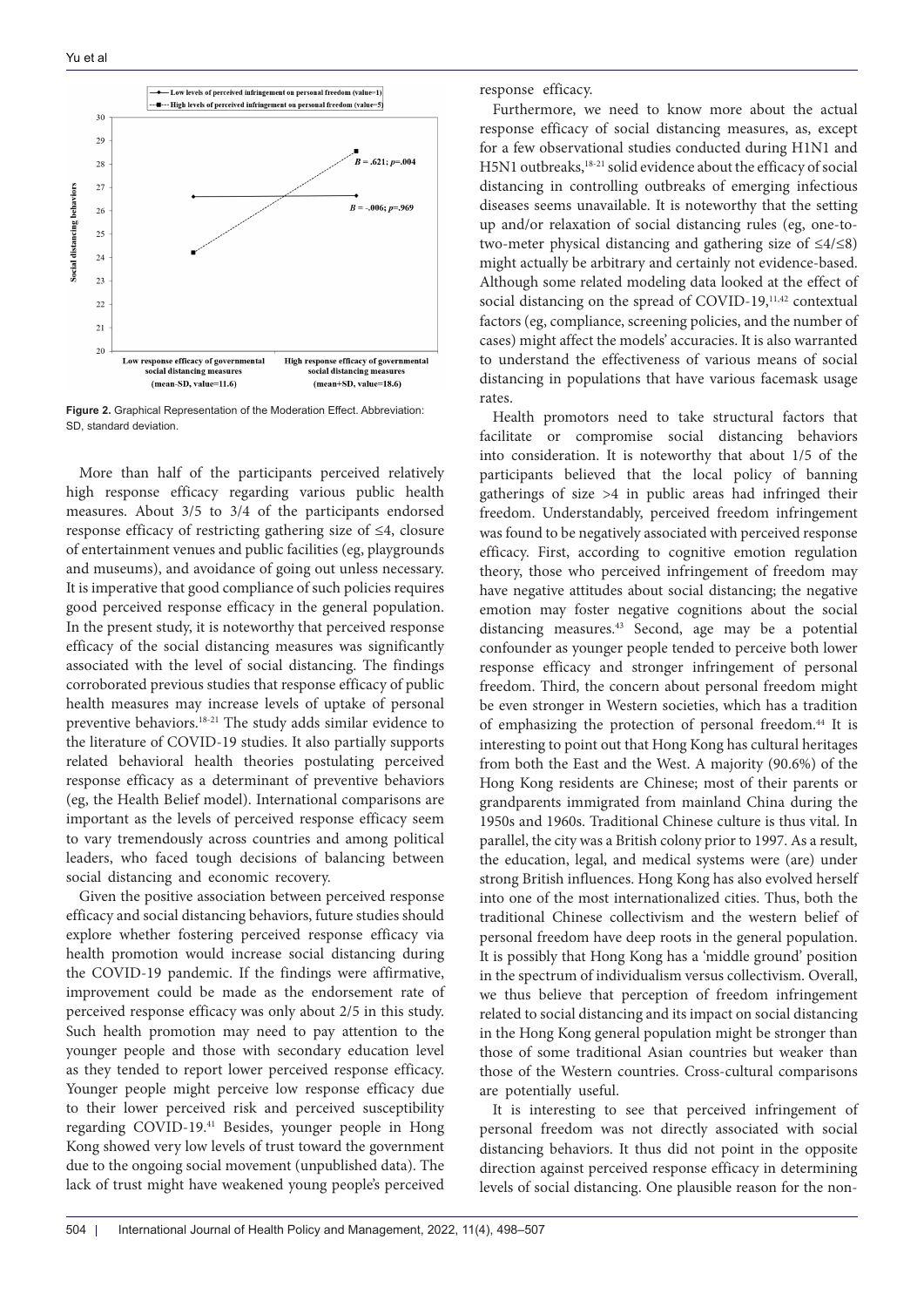**Figure 2.** Graphical Representation of the Moderation Effect. Abbreviation: SD, standard deviation.

More than half of the participants perceived relatively high response efficacy regarding various public health measures. About 3/5 to 3/4 of the participants endorsed response efficacy of restricting gathering size of ≤4, closure of entertainment venues and public facilities (eg, playgrounds and museums), and avoidance of going out unless necessary. It is imperative that good compliance of such policies requires good perceived response efficacy in the general population. In the present study, it is noteworthy that perceived response efficacy of the social distancing measures was significantly associated with the level of social distancing. The findings corroborated previous studies that response efficacy of public health measures may increase levels of uptake of personal preventive behaviors.[18-21] The study adds similar evidence to the literature of COVID-19 studies. It also partially supports related behavioral health theories postulating perceived response efficacy as a determinant of preventive behaviors (eg, the Health Belief model). International comparisons are important as the levels of perceived response efficacy seem to vary tremendously across countries and among political leaders, who faced tough decisions of balancing between social distancing and economic recovery.

Given the positive association between perceived response efficacy and social distancing behaviors, future studies should explore whether fostering perceived response efficacy via health promotion would increase social distancing during the COVID-19 pandemic. If the findings were affirmative, improvement could be made as the endorsement rate of perceived response efficacy was only about 2/5 in this study. Such health promotion may need to pay attention to the younger people and those with secondary education level as they tended to report lower perceived response efficacy. Younger people might perceive low response efficacy due to their lower perceived risk and perceived susceptibility regarding COVID-19.[41] Besides, younger people in Hong Kong showed very low levels of trust toward the government due to the ongoing social movement (unpublished data). The lack of trust might have weakened young people's perceived response efficacy.

Furthermore, we need to know more about the actual response efficacy of social distancing measures, as, except for a few observational studies conducted during H1N1 and H5N1 outbreaks,[18-21] solid evidence about the efficacy of social distancing in controlling outbreaks of emerging infectious diseases seems unavailable. It is noteworthy that the setting up and/or relaxation of social distancing rules (eg, one-to-two-meter physical distancing and gathering size of ≤4/≤8) might actually be arbitrary and certainly not evidence-based. Although some related modeling data looked at the effect of social distancing on the spread of COVID-19,[11,42] contextual factors (eg, compliance, screening policies, and the number of cases) might affect the models' accuracies. It is also warranted to understand the effectiveness of various means of social distancing in populations that have various facemask usage rates.

Health promotors need to take structural factors that facilitate or compromise social distancing behaviors into consideration. It is noteworthy that about 1/5 of the participants believed that the local policy of banning gatherings of size >4 in public areas had infringed their freedom. Understandably, perceived freedom infringement was found to be negatively associated with perceived response efficacy. First, according to cognitive emotion regulation theory, those who perceived infringement of freedom may have negative attitudes about social distancing; the negative emotion may foster negative cognitions about the social distancing measures.[43] Second, age may be a potential confounder as younger people tended to perceive both lower response efficacy and stronger infringement of personal freedom. Third, the concern about personal freedom might be even stronger in Western societies, which has a tradition of emphasizing the protection of personal freedom.[44] It is interesting to point out that Hong Kong has cultural heritages from both the East and the West. A majority (90.6%) of the Hong Kong residents are Chinese; most of their parents or grandparents immigrated from mainland China during the 1950s and 1960s. Traditional Chinese culture is thus vital. In parallel, the city was a British colony prior to 1997. As a result, the education, legal, and medical systems were (are) under strong British influences. Hong Kong has also evolved herself into one of the most internationalized cities. Thus, both the traditional Chinese collectivism and the western belief of personal freedom have deep roots in the general population. It is possibly that Hong Kong has a 'middle ground' position in the spectrum of individualism versus collectivism. Overall, we thus believe that perception of freedom infringement related to social distancing and its impact on social distancing in the Hong Kong general population might be stronger than those of some traditional Asian countries but weaker than those of the Western countries. Cross-cultural comparisons are potentially useful.

It is interesting to see that perceived infringement of personal freedom was not directly associated with social distancing behaviors. It thus did not point in the opposite direction against perceived response efficacy in determining levels of social distancing. One plausible reason for the non-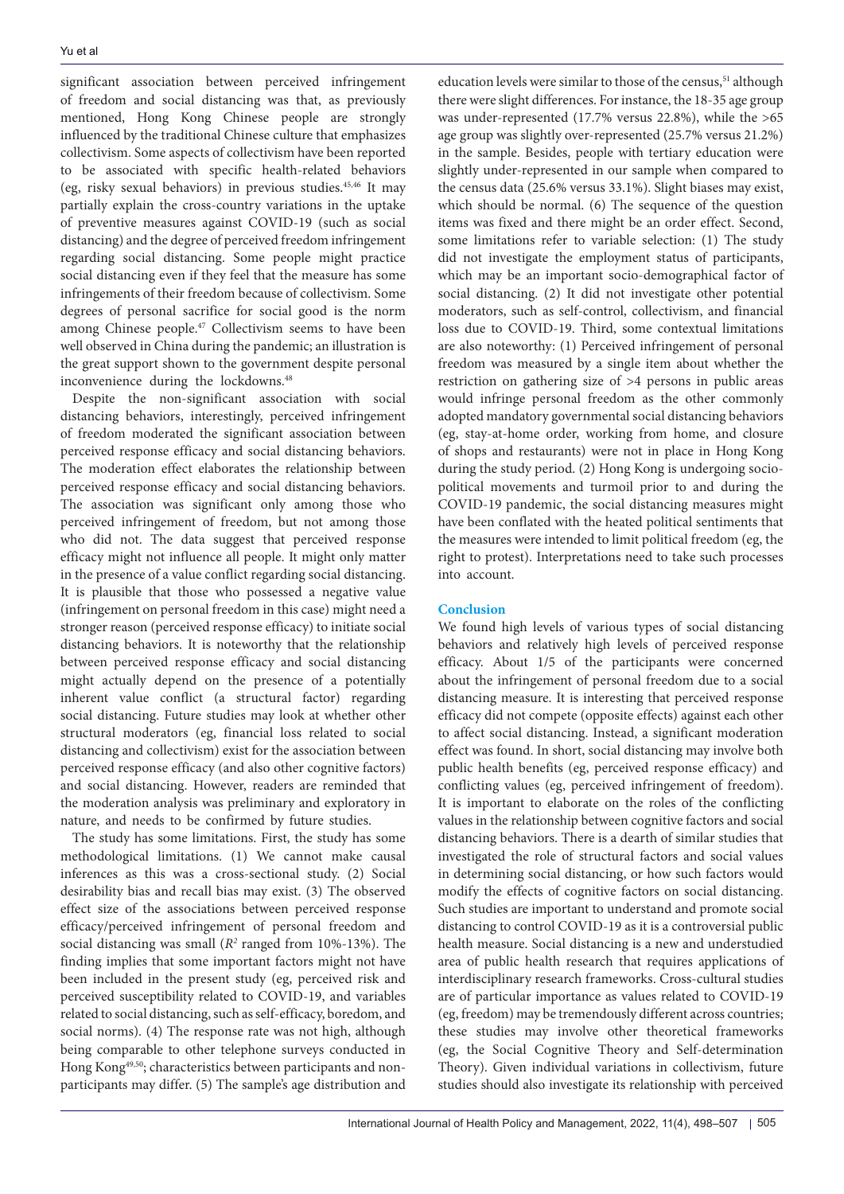significant association between perceived infringement of freedom and social distancing was that, as previously mentioned, Hong Kong Chinese people are strongly influenced by the traditional Chinese culture that emphasizes collectivism. Some aspects of collectivism have been reported to be associated with specific health-related behaviors (eg, risky sexual behaviors) in previous studies.[45,46] It may partially explain the cross-country variations in the uptake of preventive measures against COVID-19 (such as social distancing) and the degree of perceived freedom infringement regarding social distancing. Some people might practice social distancing even if they feel that the measure has some infringements of their freedom because of collectivism. Some degrees of personal sacrifice for social good is the norm among Chinese people.[47] Collectivism seems to have been well observed in China during the pandemic; an illustration is the great support shown to the government despite personal inconvenience during the lockdowns.[48]

Despite the non-significant association with social distancing behaviors, interestingly, perceived infringement of freedom moderated the significant association between perceived response efficacy and social distancing behaviors. The moderation effect elaborates the relationship between perceived response efficacy and social distancing behaviors. The association was significant only among those who perceived infringement of freedom, but not among those who did not. The data suggest that perceived response efficacy might not influence all people. It might only matter in the presence of a value conflict regarding social distancing. It is plausible that those who possessed a negative value (infringement on personal freedom in this case) might need a stronger reason (perceived response efficacy) to initiate social distancing behaviors. It is noteworthy that the relationship between perceived response efficacy and social distancing might actually depend on the presence of a potentially inherent value conflict (a structural factor) regarding social distancing. Future studies may look at whether other structural moderators (eg, financial loss related to social distancing and collectivism) exist for the association between perceived response efficacy (and also other cognitive factors) and social distancing. However, readers are reminded that the moderation analysis was preliminary and exploratory in nature, and needs to be confirmed by future studies.

The study has some limitations. First, the study has some methodological limitations. (1) We cannot make causal inferences as this was a cross-sectional study. (2) Social desirability bias and recall bias may exist. (3) The observed effect size of the associations between perceived response efficacy/perceived infringement of personal freedom and social distancing was small ($R^2$ ranged from 10%-13%). The finding implies that some important factors might not have been included in the present study (eg, perceived risk and perceived susceptibility related to COVID-19, and variables related to social distancing, such as self-efficacy, boredom, and social norms). (4) The response rate was not high, although being comparable to other telephone surveys conducted in Hong Kong[49,50]; characteristics between participants and non-participants may differ. (5) The sample's age distribution and education levels were similar to those of the census,[51] although there were slight differences. For instance, the 18-35 age group was under-represented (17.7% versus 22.8%), while the >65 age group was slightly over-represented (25.7% versus 21.2%) in the sample. Besides, people with tertiary education were slightly under-represented in our sample when compared to the census data (25.6% versus 33.1%). Slight biases may exist, which should be normal. (6) The sequence of the question items was fixed and there might be an order effect. Second, some limitations refer to variable selection: (1) The study did not investigate the employment status of participants, which may be an important socio-demographical factor of social distancing. (2) It did not investigate other potential moderators, such as self-control, collectivism, and financial loss due to COVID-19. Third, some contextual limitations are also noteworthy: (1) Perceived infringement of personal freedom was measured by a single item about whether the restriction on gathering size of >4 persons in public areas would infringe personal freedom as the other commonly adopted mandatory governmental social distancing behaviors (eg, stay-at-home order, working from home, and closure of shops and restaurants) were not in place in Hong Kong during the study period. (2) Hong Kong is undergoing socio-political movements and turmoil prior to and during the COVID-19 pandemic, the social distancing measures might have been conflated with the heated political sentiments that the measures were intended to limit political freedom (eg, the right to protest). Interpretations need to take such processes into account.

## Conclusion

We found high levels of various types of social distancing behaviors and relatively high levels of perceived response efficacy. About 1/5 of the participants were concerned about the infringement of personal freedom due to a social distancing measure. It is interesting that perceived response efficacy did not compete (opposite effects) against each other to affect social distancing. Instead, a significant moderation effect was found. In short, social distancing may involve both public health benefits (eg, perceived response efficacy) and conflicting values (eg, perceived infringement of freedom). It is important to elaborate on the roles of the conflicting values in the relationship between cognitive factors and social distancing behaviors. There is a dearth of similar studies that investigated the role of structural factors and social values in determining social distancing, or how such factors would modify the effects of cognitive factors on social distancing. Such studies are important to understand and promote social distancing to control COVID-19 as it is a controversial public health measure. Social distancing is a new and understudied area of public health research that requires applications of interdisciplinary research frameworks. Cross-cultural studies are of particular importance as values related to COVID-19 (eg, freedom) may be tremendously different across countries; these studies may involve other theoretical frameworks (eg, the Social Cognitive Theory and Self-determination Theory). Given individual variations in collectivism, future studies should also investigate its relationship with perceived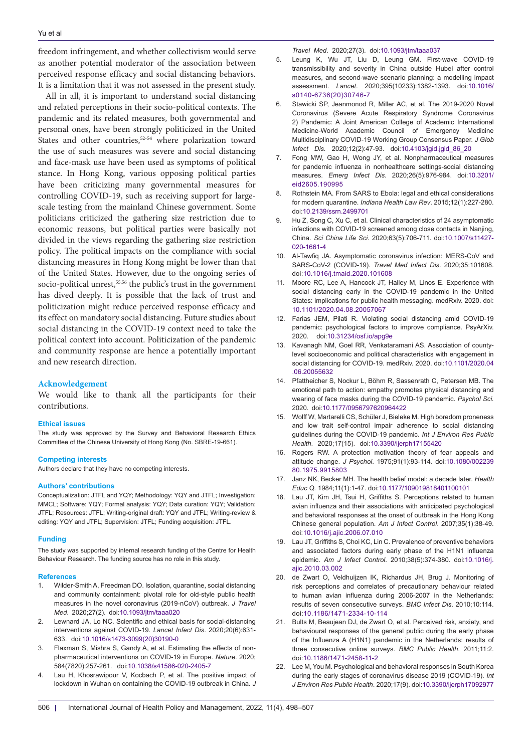freedom infringement, and whether collectivism would serve as another potential moderator of the association between perceived response efficacy and social distancing behaviors. It is a limitation that it was not assessed in the present study.

All in all, it is important to understand social distancing and related perceptions in their socio-political contexts. The pandemic and its related measures, both governmental and personal ones, have been strongly politicized in the United States and other countries,[52-54] where polarization toward the use of such measures was severe and social distancing and face-mask use have been used as symptoms of political stance. In Hong Kong, various opposing political parties have been criticizing many governmental measures for controlling COVID-19, such as receiving support for large-scale testing from the mainland Chinese government. Some politicians criticized the gathering size restriction due to economic reasons, but political parties were basically not divided in the views regarding the gathering size restriction policy. The political impacts on the compliance with social distancing measures in Hong Kong might be lower than that of the United States. However, due to the ongoing series of socio-political unrest,[55,56] the public's trust in the government has dived deeply. It is possible that the lack of trust and politicization might reduce perceived response efficacy and its effect on mandatory social distancing. Future studies about social distancing in the COVID-19 context need to take the political context into account. Politicization of the pandemic and community response are hence a potentially important and new research direction.

## Acknowledgement

We would like to thank all the participants for their contributions.

### Ethical issues

The study was approved by the Survey and Behavioral Research Ethics Committee of the Chinese University of Hong Kong (No. SBRE-19-661).

### Competing interests

Authors declare that they have no competing interests.

### Authors' contributions

Conceptualization: JTFL and YQY; Methodology: YQY and JTFL; Investigation: MMCL; Software: YQY; Formal analysis: YQY; Data curation: YQY; Validation: JTFL; Resources: JTFL; Writing-original draft: YQY and JTFL; Writing-review & editing: YQY and JTFL; Supervision: JTFL; Funding acquisition: JTFL.

### Funding

The study was supported by internal research funding of the Centre for Health Behaviour Research. The funding source has no role in this study.

### References

1. Wilder-Smith A, Freedman DO. Isolation, quarantine, social distancing and community containment: pivotal role for old-style public health measures in the novel coronavirus (2019-nCoV) outbreak. *J Travel Med*. 2020;27(2). doi:10.1093/jtm/taaa020
2. Lewnard JA, Lo NC. Scientific and ethical basis for social-distancing interventions against COVID-19. *Lancet Infect Dis*. 2020;20(6):631-633. doi:10.1016/s1473-3099(20)30190-0
3. Flaxman S, Mishra S, Gandy A, et al. Estimating the effects of non-pharmaceutical interventions on COVID-19 in Europe. *Nature*. 2020; 584(7820):257-261. doi:10.1038/s41586-020-2405-7
4. Lau H, Khosrawipour V, Kocbach P, et al. The positive impact of lockdown in Wuhan on containing the COVID-19 outbreak in China. *J Travel Med*. 2020;27(3). doi:10.1093/jtm/taaa037
5. Leung K, Wu JT, Liu D, Leung GM. First-wave COVID-19 transmissibility and severity in China outside Hubei after control measures, and second-wave scenario planning: a modelling impact assessment. *Lancet*. 2020;395(10233):1382-1393. doi:10.1016/s0140-6736(20)30746-7
6. Stawicki SP, Jeanmonod R, Miller AC, et al. The 2019-2020 Novel Coronavirus (Severe Acute Respiratory Syndrome Coronavirus 2) Pandemic: A Joint American College of Academic International Medicine-World Academic Council of Emergency Medicine Multidisciplinary COVID-19 Working Group Consensus Paper. *J Glob Infect Dis*. 2020;12(2):47-93. doi:10.4103/jgid.jgid_86_20
7. Fong MW, Gao H, Wong JY, et al. Nonpharmaceutical measures for pandemic influenza in nonhealthcare settings-social distancing measures. *Emerg Infect Dis*. 2020;26(5):976-984. doi:10.3201/eid2605.190995
8. Rothstein MA. From SARS to Ebola: legal and ethical considerations for modern quarantine. *Indiana Health Law Rev*. 2015;12(1):227-280. doi:10.2139/ssrn.2499701
9. Hu Z, Song C, Xu C, et al. Clinical characteristics of 24 asymptomatic infections with COVID-19 screened among close contacts in Nanjing, China. *Sci China Life Sci*. 2020;63(5):706-711. doi:10.1007/s11427-020-1661-4
10. Al-Tawfiq JA. Asymptomatic coronavirus infection: MERS-CoV and SARS-CoV-2 (COVID-19). *Travel Med Infect Dis*. 2020;35:101608. doi:10.1016/j.tmaid.2020.101608
11. Moore RC, Lee A, Hancock JT, Halley M, Linos E. Experience with social distancing early in the COVID-19 pandemic in the United States: implications for public health messaging. medRxiv. 2020. doi:10.1101/2020.04.08.20057067
12. Farias JEM, Pilati R. Violating social distancing amid COVID-19 pandemic: psychological factors to improve compliance. PsyArXiv. 2020. doi:10.31234/osf.io/apg9e
13. Kavanagh NM, Goel RR, Venkataramani AS. Association of county-level socioeconomic and political characteristics with engagement in social distancing for COVID-19. medRxiv. 2020. doi:10.1101/2020.04.06.20055632
14. Pfattheicher S, Nockur L, Böhm R, Sassenrath C, Petersen MB. The emotional path to action: empathy promotes physical distancing and wearing of face masks during the COVID-19 pandemic. *Psychol Sci*. 2020. doi:10.1177/0956797620964422
15. Wolff W, Martarelli CS, Schüler J, Bieleke M. High boredom proneness and low trait self-control impair adherence to social distancing guidelines during the COVID-19 pandemic. *Int J Environ Res Public Health*. 2020;17(15). doi:10.3390/ijerph17155420
16. Rogers RW. A protection motivation theory of fear appeals and attitude change. *J Psychol*. 1975;91(1):93-114. doi:10.1080/00223980.1975.9915803
17. Janz NK, Becker MH. The health belief model: a decade later. *Health Educ Q*. 1984;11(1):1-47. doi:10.1177/109019818401100101
18. Lau JT, Kim JH, Tsui H, Griffiths S. Perceptions related to human avian influenza and their associations with anticipated psychological and behavioral responses at the onset of outbreak in the Hong Kong Chinese general population. *Am J Infect Control*. 2007;35(1):38-49. doi:10.1016/j.ajic.2006.07.010
19. Lau JT, Griffiths S, Choi KC, Lin C. Prevalence of preventive behaviors and associated factors during early phase of the H1N1 influenza epidemic. *Am J Infect Control*. 2010;38(5):374-380. doi:10.1016/j.ajic.2010.03.002
20. de Zwart O, Veldhuijzen IK, Richardus JH, Brug J. Monitoring of risk perceptions and correlates of precautionary behaviour related to human avian influenza during 2006-2007 in the Netherlands: results of seven consecutive surveys. *BMC Infect Dis*. 2010;10:114. doi:10.1186/1471-2334-10-114
21. Bults M, Beaujean DJ, de Zwart O, et al. Perceived risk, anxiety, and behavioural responses of the general public during the early phase of the Influenza A (H1N1) pandemic in the Netherlands: results of three consecutive online surveys. *BMC Public Health*. 2011;11:2. doi:10.1186/1471-2458-11-2
22. Lee M, You M. Psychological and behavioral responses in South Korea during the early stages of coronavirus disease 2019 (COVID-19). *Int J Environ Res Public Health*. 2020;17(9). doi:10.3390/ijerph17092977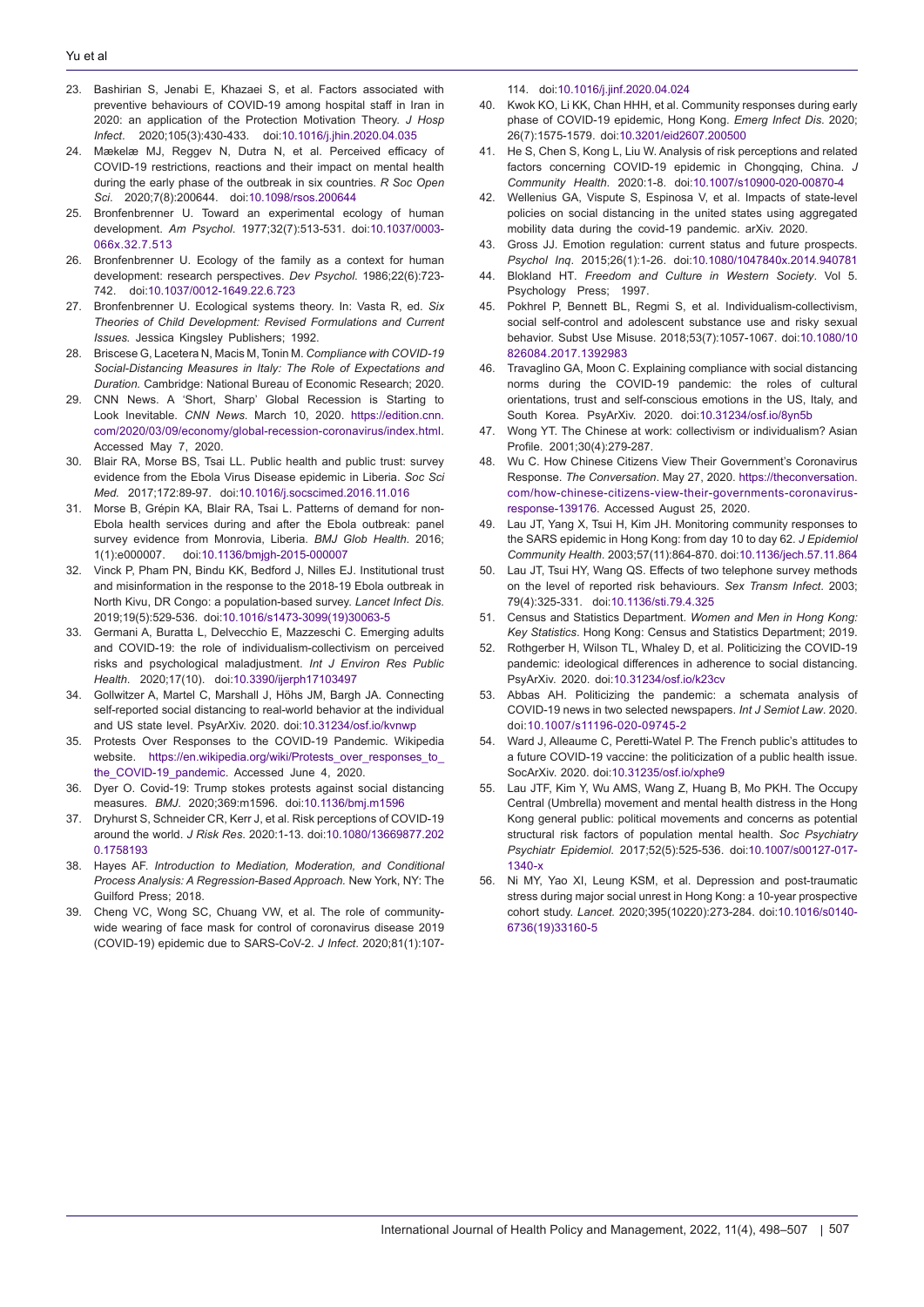23. Bashirian S, Jenabi E, Khazaei S, et al. Factors associated with preventive behaviours of COVID-19 among hospital staff in Iran in 2020: an application of the Protection Motivation Theory. *J Hosp Infect*. 2020;105(3):430-433. doi:10.1016/j.jhin.2020.04.035
24. Mækelæ MJ, Reggev N, Dutra N, et al. Perceived efficacy of COVID-19 restrictions, reactions and their impact on mental health during the early phase of the outbreak in six countries. *R Soc Open Sci*. 2020;7(8):200644. doi:10.1098/rsos.200644
25. Bronfenbrenner U. Toward an experimental ecology of human development. *Am Psychol*. 1977;32(7):513-531. doi:10.1037/0003-066x.32.7.513
26. Bronfenbrenner U. Ecology of the family as a context for human development: research perspectives. *Dev Psychol*. 1986;22(6):723-742. doi:10.1037/0012-1649.22.6.723
27. Bronfenbrenner U. Ecological systems theory. In: Vasta R, ed. *Six Theories of Child Development: Revised Formulations and Current Issues.* Jessica Kingsley Publishers; 1992.
28. Briscese G, Lacetera N, Macis M, Tonin M. *Compliance with COVID-19 Social-Distancing Measures in Italy: The Role of Expectations and Duration.* Cambridge: National Bureau of Economic Research; 2020.
29. CNN News. A 'Short, Sharp' Global Recession is Starting to Look Inevitable. *CNN News*. March 10, 2020. https://edition.cnn.com/2020/03/09/economy/global-recession-coronavirus/index.html. Accessed May 7, 2020.
30. Blair RA, Morse BS, Tsai LL. Public health and public trust: survey evidence from the Ebola Virus Disease epidemic in Liberia. *Soc Sci Med*. 2017;172:89-97. doi:10.1016/j.socscimed.2016.11.016
31. Morse B, Grépin KA, Blair RA, Tsai L. Patterns of demand for non-Ebola health services during and after the Ebola outbreak: panel survey evidence from Monrovia, Liberia. *BMJ Glob Health*. 2016; 1(1):e000007. doi:10.1136/bmjgh-2015-000007
32. Vinck P, Pham PN, Bindu KK, Bedford J, Nilles EJ. Institutional trust and misinformation in the response to the 2018-19 Ebola outbreak in North Kivu, DR Congo: a population-based survey. *Lancet Infect Dis*. 2019;19(5):529-536. doi:10.1016/s1473-3099(19)30063-5
33. Germani A, Buratta L, Delvecchio E, Mazzeschi C. Emerging adults and COVID-19: the role of individualism-collectivism on perceived risks and psychological maladjustment. *Int J Environ Res Public Health*. 2020;17(10). doi:10.3390/ijerph17103497
34. Gollwitzer A, Martel C, Marshall J, Höhs JM, Bargh JA. Connecting self-reported social distancing to real-world behavior at the individual and US state level. PsyArXiv. 2020. doi:10.31234/osf.io/kvnwp
35. Protests Over Responses to the COVID-19 Pandemic. Wikipedia website. https://en.wikipedia.org/wiki/Protests_over_responses_to_the_COVID-19_pandemic. Accessed June 4, 2020.
36. Dyer O. Covid-19: Trump stokes protests against social distancing measures. *BMJ*. 2020;369:m1596. doi:10.1136/bmj.m1596
37. Dryhurst S, Schneider CR, Kerr J, et al. Risk perceptions of COVID-19 around the world. *J Risk Res*. 2020:1-13. doi:10.1080/13669877.2020.1758193
38. Hayes AF. *Introduction to Mediation, Moderation, and Conditional Process Analysis: A Regression-Based Approach.* New York, NY: The Guilford Press; 2018.
39. Cheng VC, Wong SC, Chuang VW, et al. The role of community-wide wearing of face mask for control of coronavirus disease 2019 (COVID-19) epidemic due to SARS-CoV-2. *J Infect*. 2020;81(1):107-114. doi:10.1016/j.jinf.2020.04.024
40. Kwok KO, Li KK, Chan HHH, et al. Community responses during early phase of COVID-19 epidemic, Hong Kong. *Emerg Infect Dis*. 2020; 26(7):1575-1579. doi:10.3201/eid2607.200500
41. He S, Chen S, Kong L, Liu W. Analysis of risk perceptions and related factors concerning COVID-19 epidemic in Chongqing, China. *J Community Health*. 2020:1-8. doi:10.1007/s10900-020-00870-4
42. Wellenius GA, Vispute S, Espinosa V, et al. Impacts of state-level policies on social distancing in the united states using aggregated mobility data during the covid-19 pandemic. arXiv. 2020.
43. Gross JJ. Emotion regulation: current status and future prospects. *Psychol Inq*. 2015;26(1):1-26. doi:10.1080/1047840x.2014.940781
44. Blokland HT. *Freedom and Culture in Western Society*. Vol 5. Psychology Press; 1997.
45. Pokhrel P, Bennett BL, Regmi S, et al. Individualism-collectivism, social self-control and adolescent substance use and risky sexual behavior. Subst Use Misuse. 2018;53(7):1057-1067. doi:10.1080/10826084.2017.1392983
46. Travaglino GA, Moon C. Explaining compliance with social distancing norms during the COVID-19 pandemic: the roles of cultural orientations, trust and self-conscious emotions in the US, Italy, and South Korea. PsyArXiv. 2020. doi:10.31234/osf.io/8yn5b
47. Wong YT. The Chinese at work: collectivism or individualism? Asian Profile. 2001;30(4):279-287.
48. Wu C. How Chinese Citizens View Their Government's Coronavirus Response. *The Conversation*. May 27, 2020. https://theconversation.com/how-chinese-citizens-view-their-governments-coronavirus-response-139176. Accessed August 25, 2020.
49. Lau JT, Yang X, Tsui H, Kim JH. Monitoring community responses to the SARS epidemic in Hong Kong: from day 10 to day 62. *J Epidemiol Community Health*. 2003;57(11):864-870. doi:10.1136/jech.57.11.864
50. Lau JT, Tsui HY, Wang QS. Effects of two telephone survey methods on the level of reported risk behaviours. *Sex Transm Infect*. 2003; 79(4):325-331. doi:10.1136/sti.79.4.325
51. Census and Statistics Department. *Women and Men in Hong Kong: Key Statistics*. Hong Kong: Census and Statistics Department; 2019.
52. Rothgerber H, Wilson TL, Whaley D, et al. Politicizing the COVID-19 pandemic: ideological differences in adherence to social distancing. PsyArXiv. 2020. doi:10.31234/osf.io/k23cv
53. Abbas AH. Politicizing the pandemic: a schemata analysis of COVID-19 news in two selected newspapers. *Int J Semiot Law*. 2020. doi:10.1007/s11196-020-09745-2
54. Ward J, Alleaume C, Peretti-Watel P. The French public's attitudes to a future COVID-19 vaccine: the politicization of a public health issue. SocArXiv. 2020. doi:10.31235/osf.io/xphe9
55. Lau JTF, Kim Y, Wu AMS, Wang Z, Huang B, Mo PKH. The Occupy Central (Umbrella) movement and mental health distress in the Hong Kong general public: political movements and concerns as potential structural risk factors of population mental health. *Soc Psychiatry Psychiatr Epidemiol*. 2017;52(5):525-536. doi:10.1007/s00127-017-1340-x
56. Ni MY, Yao XI, Leung KSM, et al. Depression and post-traumatic stress during major social unrest in Hong Kong: a 10-year prospective cohort study. *Lancet*. 2020;395(10220):273-284. doi:10.1016/s0140-6736(19)33160-5